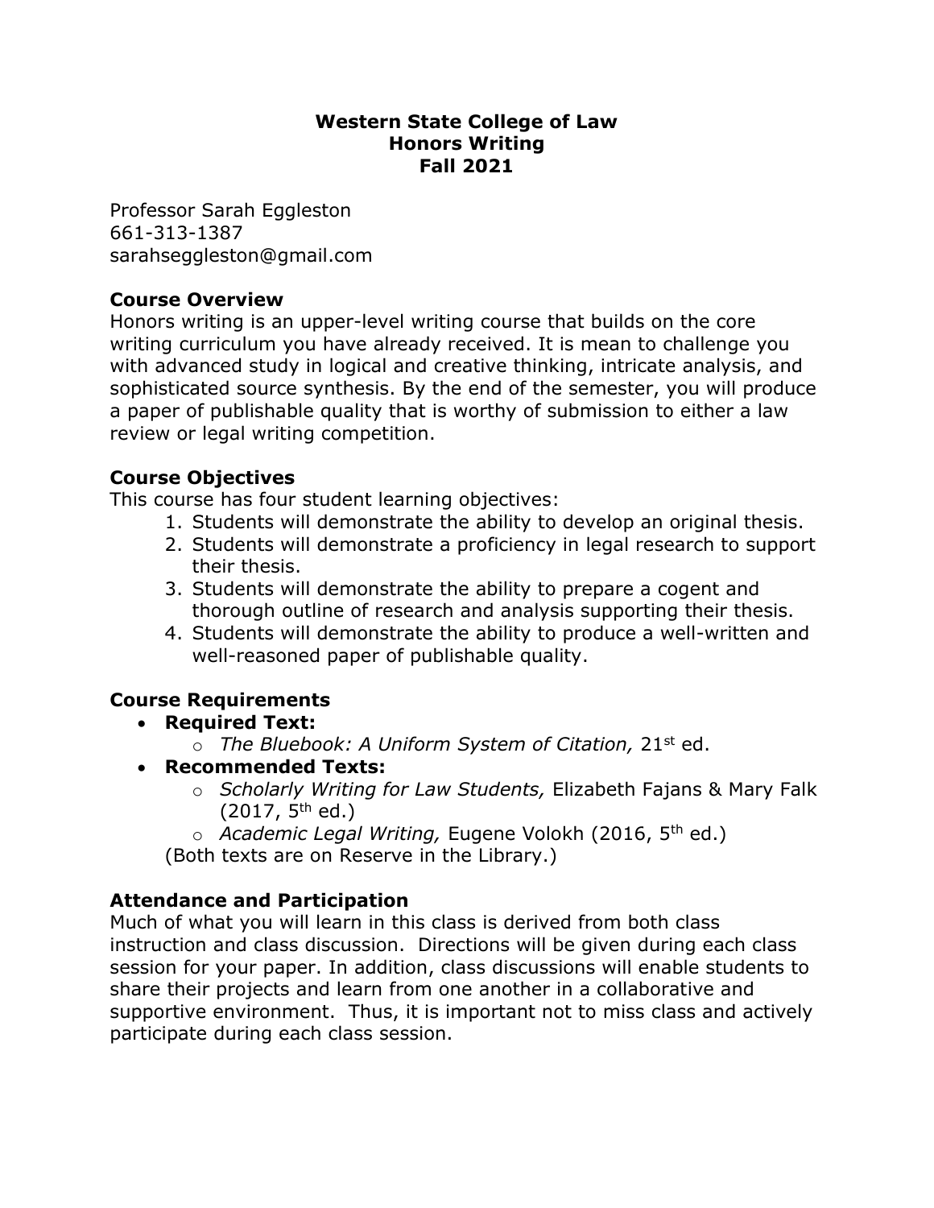**Western State College of Law**
**Honors Writing**
**Fall 2021**

Professor Sarah Eggleston
661-313-1387
sarahseggleston@gmail.com

## Course Overview

Honors writing is an upper-level writing course that builds on the core writing curriculum you have already received. It is mean to challenge you with advanced study in logical and creative thinking, intricate analysis, and sophisticated source synthesis. By the end of the semester, you will produce a paper of publishable quality that is worthy of submission to either a law review or legal writing competition.

## Course Objectives

This course has four student learning objectives:

1. Students will demonstrate the ability to develop an original thesis.
2. Students will demonstrate a proficiency in legal research to support their thesis.
3. Students will demonstrate the ability to prepare a cogent and thorough outline of research and analysis supporting their thesis.
4. Students will demonstrate the ability to produce a well-written and well-reasoned paper of publishable quality.

## Course Requirements

- **Required Text:**
  - *The Bluebook: A Uniform System of Citation,* 21st ed.
- **Recommended Texts:**
  - *Scholarly Writing for Law Students,* Elizabeth Fajans & Mary Falk (2017, 5th ed.)
  - *Academic Legal Writing,* Eugene Volokh (2016, 5th ed.)

  (Both texts are on Reserve in the Library.)

## Attendance and Participation

Much of what you will learn in this class is derived from both class instruction and class discussion. Directions will be given during each class session for your paper. In addition, class discussions will enable students to share their projects and learn from one another in a collaborative and supportive environment. Thus, it is important not to miss class and actively participate during each class session.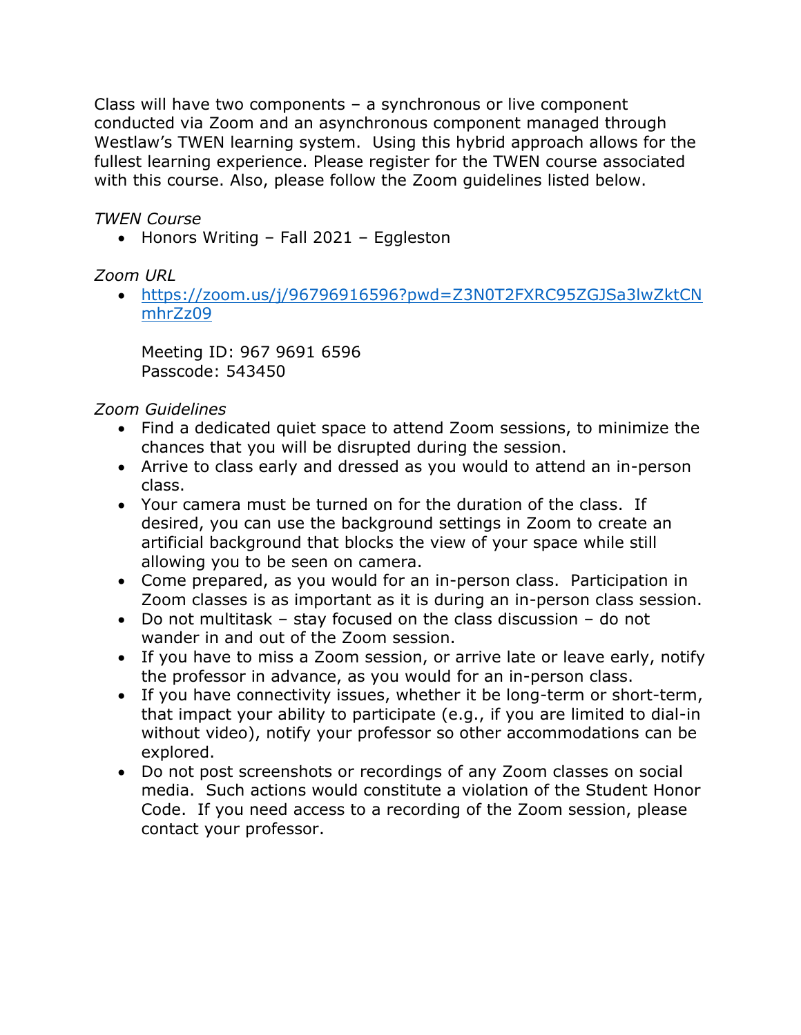Class will have two components – a synchronous or live component conducted via Zoom and an asynchronous component managed through Westlaw's TWEN learning system. Using this hybrid approach allows for the fullest learning experience. Please register for the TWEN course associated with this course. Also, please follow the Zoom guidelines listed below.

*TWEN Course*

- Honors Writing – Fall 2021 – Eggleston

*Zoom URL*

- https://zoom.us/j/96796916596?pwd=Z3N0T2FXRC95ZGJSa3lwZktCNmhrZz09

  Meeting ID: 967 9691 6596
  Passcode: 543450

*Zoom Guidelines*

- Find a dedicated quiet space to attend Zoom sessions, to minimize the chances that you will be disrupted during the session.
- Arrive to class early and dressed as you would to attend an in-person class.
- Your camera must be turned on for the duration of the class. If desired, you can use the background settings in Zoom to create an artificial background that blocks the view of your space while still allowing you to be seen on camera.
- Come prepared, as you would for an in-person class. Participation in Zoom classes is as important as it is during an in-person class session.
- Do not multitask – stay focused on the class discussion – do not wander in and out of the Zoom session.
- If you have to miss a Zoom session, or arrive late or leave early, notify the professor in advance, as you would for an in-person class.
- If you have connectivity issues, whether it be long-term or short-term, that impact your ability to participate (e.g., if you are limited to dial-in without video), notify your professor so other accommodations can be explored.
- Do not post screenshots or recordings of any Zoom classes on social media. Such actions would constitute a violation of the Student Honor Code. If you need access to a recording of the Zoom session, please contact your professor.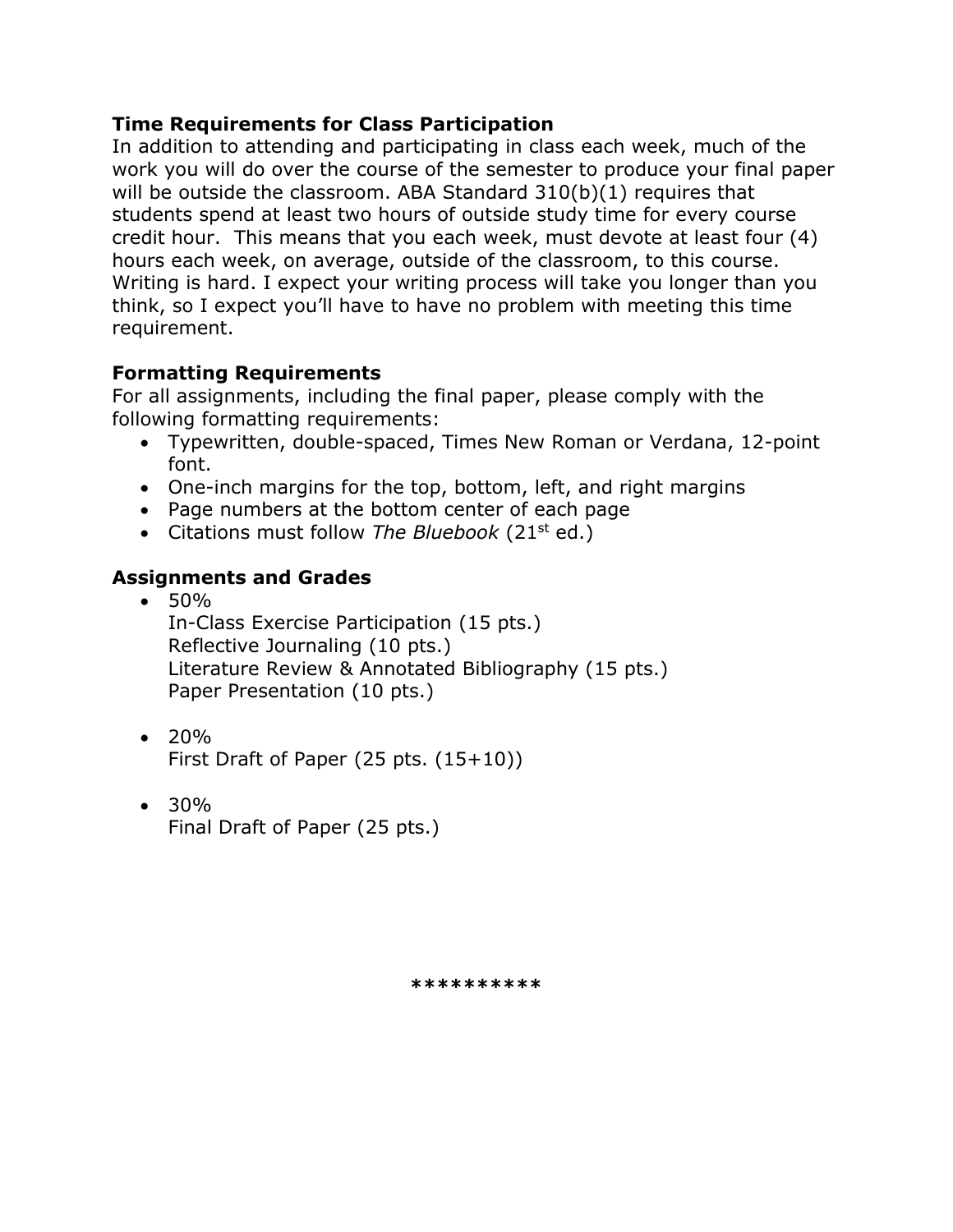### Time Requirements for Class Participation

In addition to attending and participating in class each week, much of the work you will do over the course of the semester to produce your final paper will be outside the classroom. ABA Standard 310(b)(1) requires that students spend at least two hours of outside study time for every course credit hour. This means that you each week, must devote at least four (4) hours each week, on average, outside of the classroom, to this course. Writing is hard. I expect your writing process will take you longer than you think, so I expect you'll have to have no problem with meeting this time requirement.

### Formatting Requirements

For all assignments, including the final paper, please comply with the following formatting requirements:

- Typewritten, double-spaced, Times New Roman or Verdana, 12-point font.
- One-inch margins for the top, bottom, left, and right margins
- Page numbers at the bottom center of each page
- Citations must follow *The Bluebook* (21st ed.)

### Assignments and Grades

- 50%
  In-Class Exercise Participation (15 pts.)
  Reflective Journaling (10 pts.)
  Literature Review & Annotated Bibliography (15 pts.)
  Paper Presentation (10 pts.)

- 20%
  First Draft of Paper (25 pts. (15+10))

- 30%
  Final Draft of Paper (25 pts.)

**********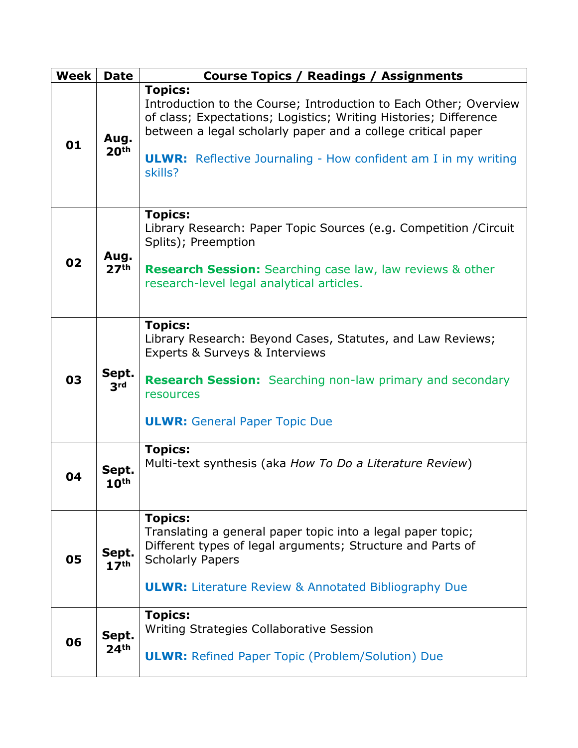| Week | Date | Course Topics / Readings / Assignments |
| --- | --- | --- |
| 01 | Aug. 20th | **Topics:** Introduction to the Course; Introduction to Each Other; Overview of class; Expectations; Logistics; Writing Histories; Difference between a legal scholarly paper and a college critical paper<br><br>**ULWR:** Reflective Journaling - How confident am I in my writing skills? |
| 02 | Aug. 27th | **Topics:** Library Research: Paper Topic Sources (e.g. Competition /Circuit Splits); Preemption<br><br>**Research Session:** Searching case law, law reviews & other research-level legal analytical articles. |
| 03 | Sept. 3rd | **Topics:** Library Research: Beyond Cases, Statutes, and Law Reviews; Experts & Surveys & Interviews<br><br>**Research Session:** Searching non-law primary and secondary resources<br><br>**ULWR:** General Paper Topic Due |
| 04 | Sept. 10th | **Topics:** Multi-text synthesis (aka *How To Do a Literature Review*) |
| 05 | Sept. 17th | **Topics:** Translating a general paper topic into a legal paper topic; Different types of legal arguments; Structure and Parts of Scholarly Papers<br><br>**ULWR:** Literature Review & Annotated Bibliography Due |
| 06 | Sept. 24th | **Topics:** Writing Strategies Collaborative Session<br><br>**ULWR:** Refined Paper Topic (Problem/Solution) Due |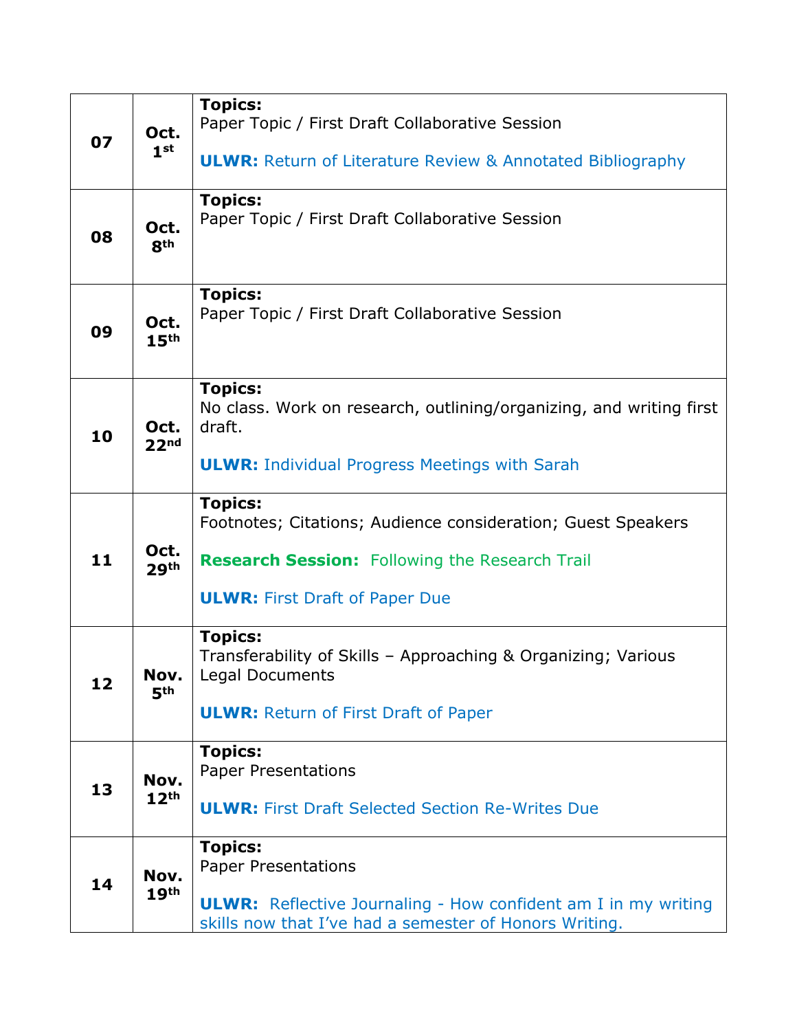| 07 | Oct. 1st | **Topics:** Paper Topic / First Draft Collaborative Session<br><br>**ULWR:** Return of Literature Review & Annotated Bibliography |
|---|---|---|
| 08 | Oct. 8th | **Topics:** Paper Topic / First Draft Collaborative Session |
| 09 | Oct. 15th | **Topics:** Paper Topic / First Draft Collaborative Session |
| 10 | Oct. 22nd | **Topics:** No class. Work on research, outlining/organizing, and writing first draft.<br><br>**ULWR:** Individual Progress Meetings with Sarah |
| 11 | Oct. 29th | **Topics:** Footnotes; Citations; Audience consideration; Guest Speakers<br><br>**Research Session:** Following the Research Trail<br><br>**ULWR:** First Draft of Paper Due |
| 12 | Nov. 5th | **Topics:** Transferability of Skills – Approaching & Organizing; Various Legal Documents<br><br>**ULWR:** Return of First Draft of Paper |
| 13 | Nov. 12th | **Topics:** Paper Presentations<br><br>**ULWR:** First Draft Selected Section Re-Writes Due |
| 14 | Nov. 19th | **Topics:** Paper Presentations<br><br>**ULWR:** Reflective Journaling - How confident am I in my writing skills now that I've had a semester of Honors Writing. |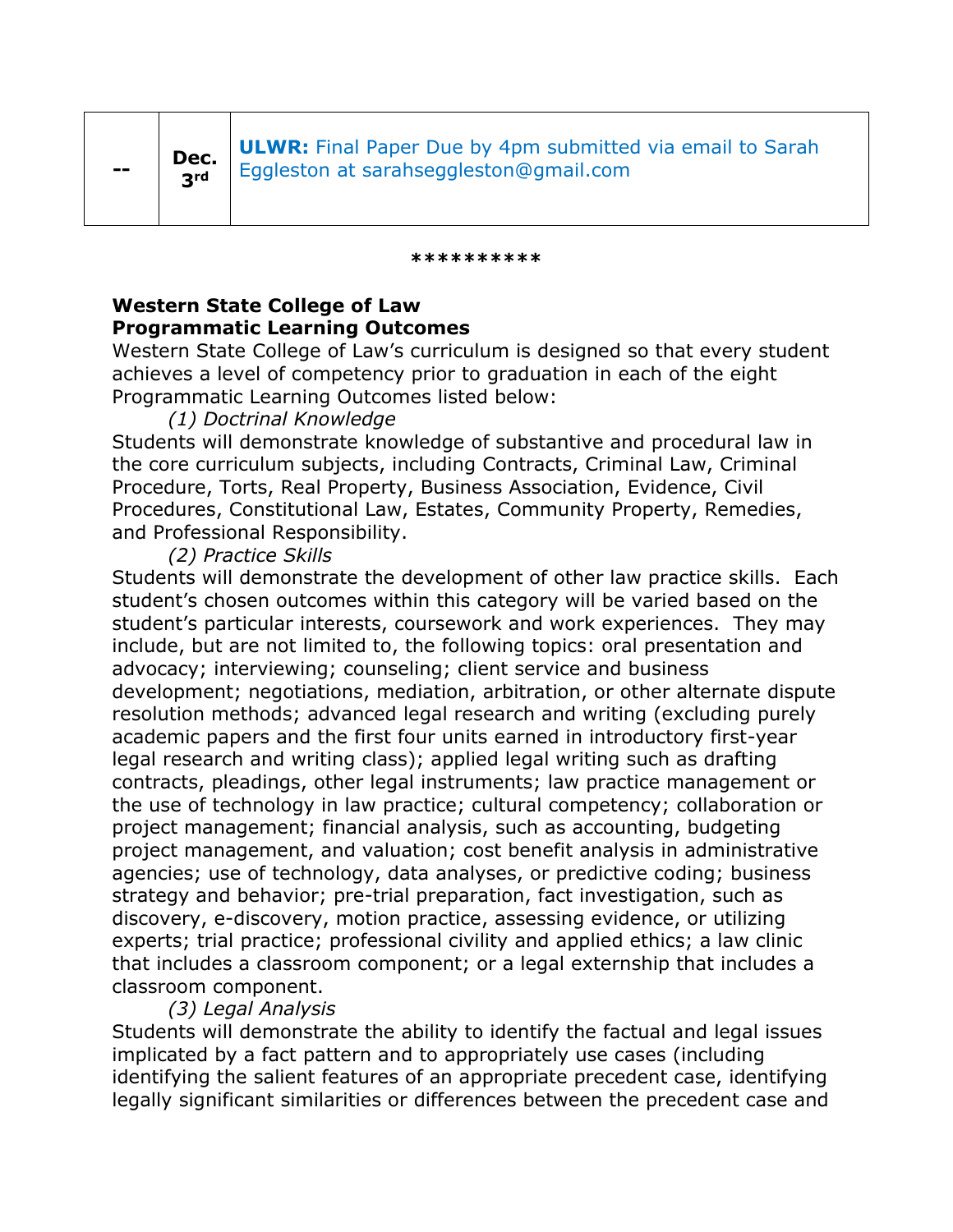| -- | Dec. 3rd | **ULWR:** Final Paper Due by 4pm submitted via email to Sarah Eggleston at sarahseggleston@gmail.com |
|---|---|---|

**********

**Western State College of Law**
**Programmatic Learning Outcomes**

Western State College of Law's curriculum is designed so that every student achieves a level of competency prior to graduation in each of the eight Programmatic Learning Outcomes listed below:

*(1) Doctrinal Knowledge*

Students will demonstrate knowledge of substantive and procedural law in the core curriculum subjects, including Contracts, Criminal Law, Criminal Procedure, Torts, Real Property, Business Association, Evidence, Civil Procedures, Constitutional Law, Estates, Community Property, Remedies, and Professional Responsibility.

*(2) Practice Skills*

Students will demonstrate the development of other law practice skills. Each student's chosen outcomes within this category will be varied based on the student's particular interests, coursework and work experiences. They may include, but are not limited to, the following topics: oral presentation and advocacy; interviewing; counseling; client service and business development; negotiations, mediation, arbitration, or other alternate dispute resolution methods; advanced legal research and writing (excluding purely academic papers and the first four units earned in introductory first-year legal research and writing class); applied legal writing such as drafting contracts, pleadings, other legal instruments; law practice management or the use of technology in law practice; cultural competency; collaboration or project management; financial analysis, such as accounting, budgeting project management, and valuation; cost benefit analysis in administrative agencies; use of technology, data analyses, or predictive coding; business strategy and behavior; pre-trial preparation, fact investigation, such as discovery, e-discovery, motion practice, assessing evidence, or utilizing experts; trial practice; professional civility and applied ethics; a law clinic that includes a classroom component; or a legal externship that includes a classroom component.

*(3) Legal Analysis*

Students will demonstrate the ability to identify the factual and legal issues implicated by a fact pattern and to appropriately use cases (including identifying the salient features of an appropriate precedent case, identifying legally significant similarities or differences between the precedent case and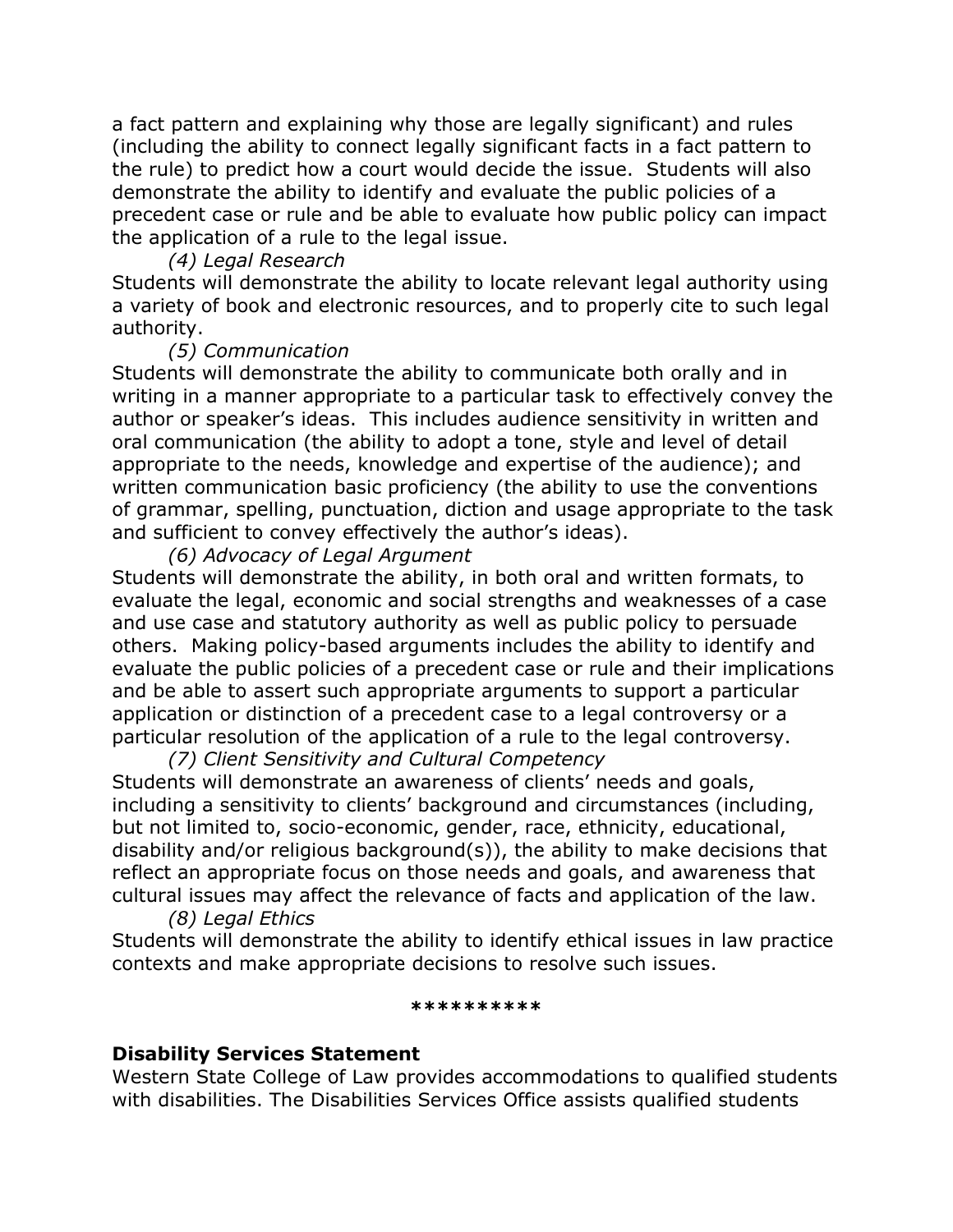a fact pattern and explaining why those are legally significant) and rules (including the ability to connect legally significant facts in a fact pattern to the rule) to predict how a court would decide the issue. Students will also demonstrate the ability to identify and evaluate the public policies of a precedent case or rule and be able to evaluate how public policy can impact the application of a rule to the legal issue.

*(4) Legal Research*

Students will demonstrate the ability to locate relevant legal authority using a variety of book and electronic resources, and to properly cite to such legal authority.

*(5) Communication*

Students will demonstrate the ability to communicate both orally and in writing in a manner appropriate to a particular task to effectively convey the author or speaker's ideas. This includes audience sensitivity in written and oral communication (the ability to adopt a tone, style and level of detail appropriate to the needs, knowledge and expertise of the audience); and written communication basic proficiency (the ability to use the conventions of grammar, spelling, punctuation, diction and usage appropriate to the task and sufficient to convey effectively the author's ideas).

*(6) Advocacy of Legal Argument*

Students will demonstrate the ability, in both oral and written formats, to evaluate the legal, economic and social strengths and weaknesses of a case and use case and statutory authority as well as public policy to persuade others. Making policy-based arguments includes the ability to identify and evaluate the public policies of a precedent case or rule and their implications and be able to assert such appropriate arguments to support a particular application or distinction of a precedent case to a legal controversy or a particular resolution of the application of a rule to the legal controversy.

*(7) Client Sensitivity and Cultural Competency*

Students will demonstrate an awareness of clients' needs and goals, including a sensitivity to clients' background and circumstances (including, but not limited to, socio-economic, gender, race, ethnicity, educational, disability and/or religious background(s)), the ability to make decisions that reflect an appropriate focus on those needs and goals, and awareness that cultural issues may affect the relevance of facts and application of the law.

*(8) Legal Ethics*

Students will demonstrate the ability to identify ethical issues in law practice contexts and make appropriate decisions to resolve such issues.

**********

**Disability Services Statement**

Western State College of Law provides accommodations to qualified students with disabilities. The Disabilities Services Office assists qualified students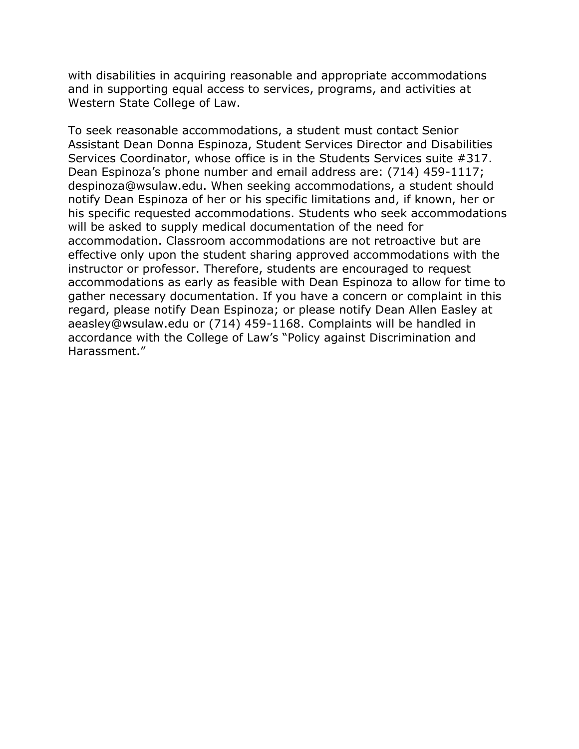with disabilities in acquiring reasonable and appropriate accommodations and in supporting equal access to services, programs, and activities at Western State College of Law.

To seek reasonable accommodations, a student must contact Senior Assistant Dean Donna Espinoza, Student Services Director and Disabilities Services Coordinator, whose office is in the Students Services suite #317. Dean Espinoza's phone number and email address are: (714) 459-1117; despinoza@wsulaw.edu. When seeking accommodations, a student should notify Dean Espinoza of her or his specific limitations and, if known, her or his specific requested accommodations. Students who seek accommodations will be asked to supply medical documentation of the need for accommodation. Classroom accommodations are not retroactive but are effective only upon the student sharing approved accommodations with the instructor or professor. Therefore, students are encouraged to request accommodations as early as feasible with Dean Espinoza to allow for time to gather necessary documentation. If you have a concern or complaint in this regard, please notify Dean Espinoza; or please notify Dean Allen Easley at aeasley@wsulaw.edu or (714) 459-1168. Complaints will be handled in accordance with the College of Law's "Policy against Discrimination and Harassment."